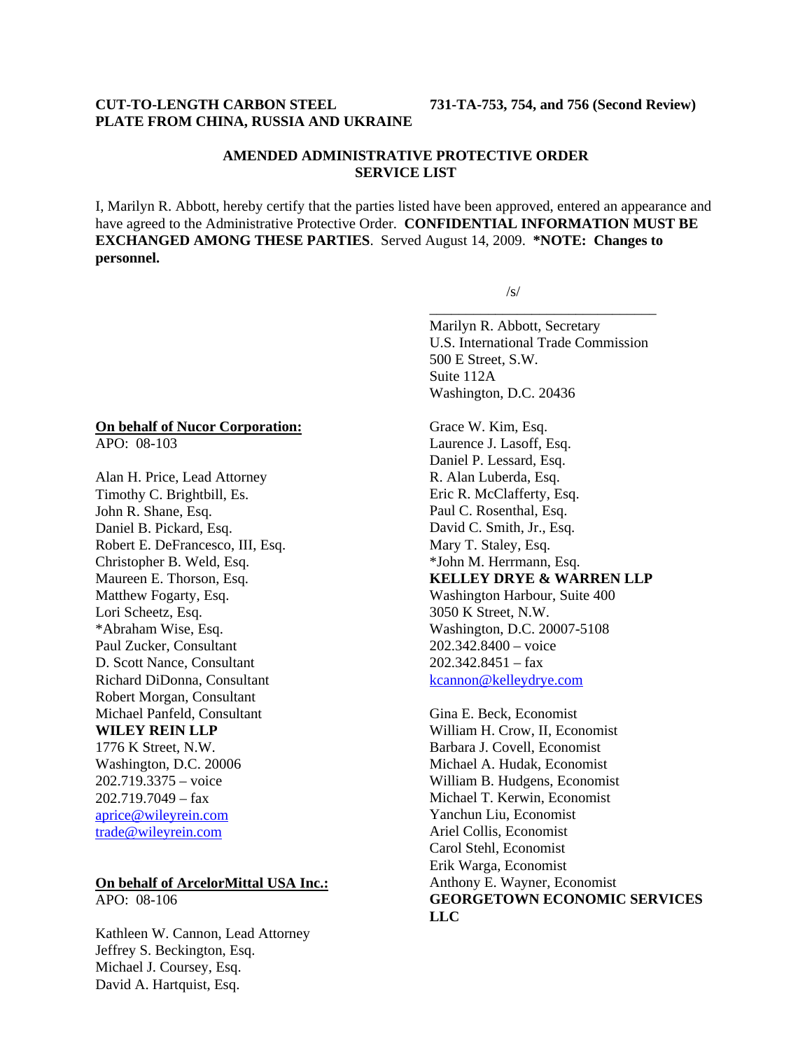**CUT-TO-LENGTH CARBON STEEL PLATE FROM CHINA, RUSSIA AND UKRAINE**

**731-TA-753, 754, and 756 (Second Review)**

## AMENDED ADMINISTRATIVE PROTECTIVE ORDER SERVICE LIST

I, Marilyn R. Abbott, hereby certify that the parties listed have been approved, entered an appearance and have agreed to the Administrative Protective Order. **CONFIDENTIAL INFORMATION MUST BE EXCHANGED AMONG THESE PARTIES**. Served August 14, 2009. ***NOTE: Changes to personnel.**

/s/

Marilyn R. Abbott, Secretary
U.S. International Trade Commission
500 E Street, S.W.
Suite 112A
Washington, D.C. 20436

**On behalf of Nucor Corporation:**
APO: 08-103

Alan H. Price, Lead Attorney
Timothy C. Brightbill, Es.
John R. Shane, Esq.
Daniel B. Pickard, Esq.
Robert E. DeFrancesco, III, Esq.
Christopher B. Weld, Esq.
Maureen E. Thorson, Esq.
Matthew Fogarty, Esq.
Lori Scheetz, Esq.
*Abraham Wise, Esq.
Paul Zucker, Consultant
D. Scott Nance, Consultant
Richard DiDonna, Consultant
Robert Morgan, Consultant
Michael Panfeld, Consultant
**WILEY REIN LLP**
1776 K Street, N.W.
Washington, D.C. 20006
202.719.3375 – voice
202.719.7049 – fax
aprice@wileyrein.com
trade@wileyrein.com

**On behalf of ArcelorMittal USA Inc.:**
APO: 08-106

Kathleen W. Cannon, Lead Attorney
Jeffrey S. Beckington, Esq.
Michael J. Coursey, Esq.
David A. Hartquist, Esq.
Grace W. Kim, Esq.
Laurence J. Lasoff, Esq.
Daniel P. Lessard, Esq.
R. Alan Luberda, Esq.
Eric R. McClafferty, Esq.
Paul C. Rosenthal, Esq.
David C. Smith, Jr., Esq.
Mary T. Staley, Esq.
*John M. Herrmann, Esq.
**KELLEY DRYE & WARREN LLP**
Washington Harbour, Suite 400
3050 K Street, N.W.
Washington, D.C. 20007-5108
202.342.8400 – voice
202.342.8451 – fax
kcannon@kelleydrye.com

Gina E. Beck, Economist
William H. Crow, II, Economist
Barbara J. Covell, Economist
Michael A. Hudak, Economist
William B. Hudgens, Economist
Michael T. Kerwin, Economist
Yanchun Liu, Economist
Ariel Collis, Economist
Carol Stehl, Economist
Erik Warga, Economist
Anthony E. Wayner, Economist
**GEORGETOWN ECONOMIC SERVICES LLC**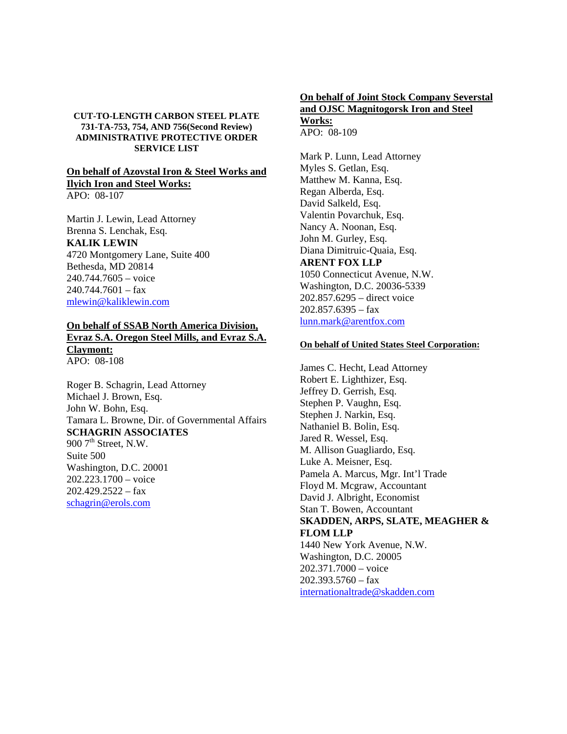**CUT-TO-LENGTH CARBON STEEL PLATE**
**731-TA-753, 754, AND 756(Second Review)**
**ADMINISTRATIVE PROTECTIVE ORDER**
**SERVICE LIST**

**On behalf of Azovstal Iron & Steel Works and Ilyich Iron and Steel Works:**
APO: 08-107

Martin J. Lewin, Lead Attorney
Brenna S. Lenchak, Esq.
**KALIK LEWIN**
4720 Montgomery Lane, Suite 400
Bethesda, MD 20814
240.744.7605 – voice
240.744.7601 – fax
mlewin@kaliklewin.com

**On behalf of SSAB North America Division, Evraz S.A. Oregon Steel Mills, and Evraz S.A. Claymont:**
APO: 08-108

Roger B. Schagrin, Lead Attorney
Michael J. Brown, Esq.
John W. Bohn, Esq.
Tamara L. Browne, Dir. of Governmental Affairs
**SCHAGRIN ASSOCIATES**
900 7th Street, N.W.
Suite 500
Washington, D.C. 20001
202.223.1700 – voice
202.429.2522 – fax
schagrin@erols.com

**On behalf of Joint Stock Company Severstal and OJSC Magnitogorsk Iron and Steel Works:**
APO: 08-109

Mark P. Lunn, Lead Attorney
Myles S. Getlan, Esq.
Matthew M. Kanna, Esq.
Regan Alberda, Esq.
David Salkeld, Esq.
Valentin Povarchuk, Esq.
Nancy A. Noonan, Esq.
John M. Gurley, Esq.
Diana Dimitruic-Quaia, Esq.
**ARENT FOX LLP**
1050 Connecticut Avenue, N.W.
Washington, D.C. 20036-5339
202.857.6295 – direct voice
202.857.6395 – fax
lunn.mark@arentfox.com

**On behalf of United States Steel Corporation:**

James C. Hecht, Lead Attorney
Robert E. Lighthizer, Esq.
Jeffrey D. Gerrish, Esq.
Stephen P. Vaughn, Esq.
Stephen J. Narkin, Esq.
Nathaniel B. Bolin, Esq.
Jared R. Wessel, Esq.
M. Allison Guagliardo, Esq.
Luke A. Meisner, Esq.
Pamela A. Marcus, Mgr. Int'l Trade
Floyd M. Mcgraw, Accountant
David J. Albright, Economist
Stan T. Bowen, Accountant
**SKADDEN, ARPS, SLATE, MEAGHER & FLOM LLP**
1440 New York Avenue, N.W.
Washington, D.C. 20005
202.371.7000 – voice
202.393.5760 – fax
internationaltrade@skadden.com